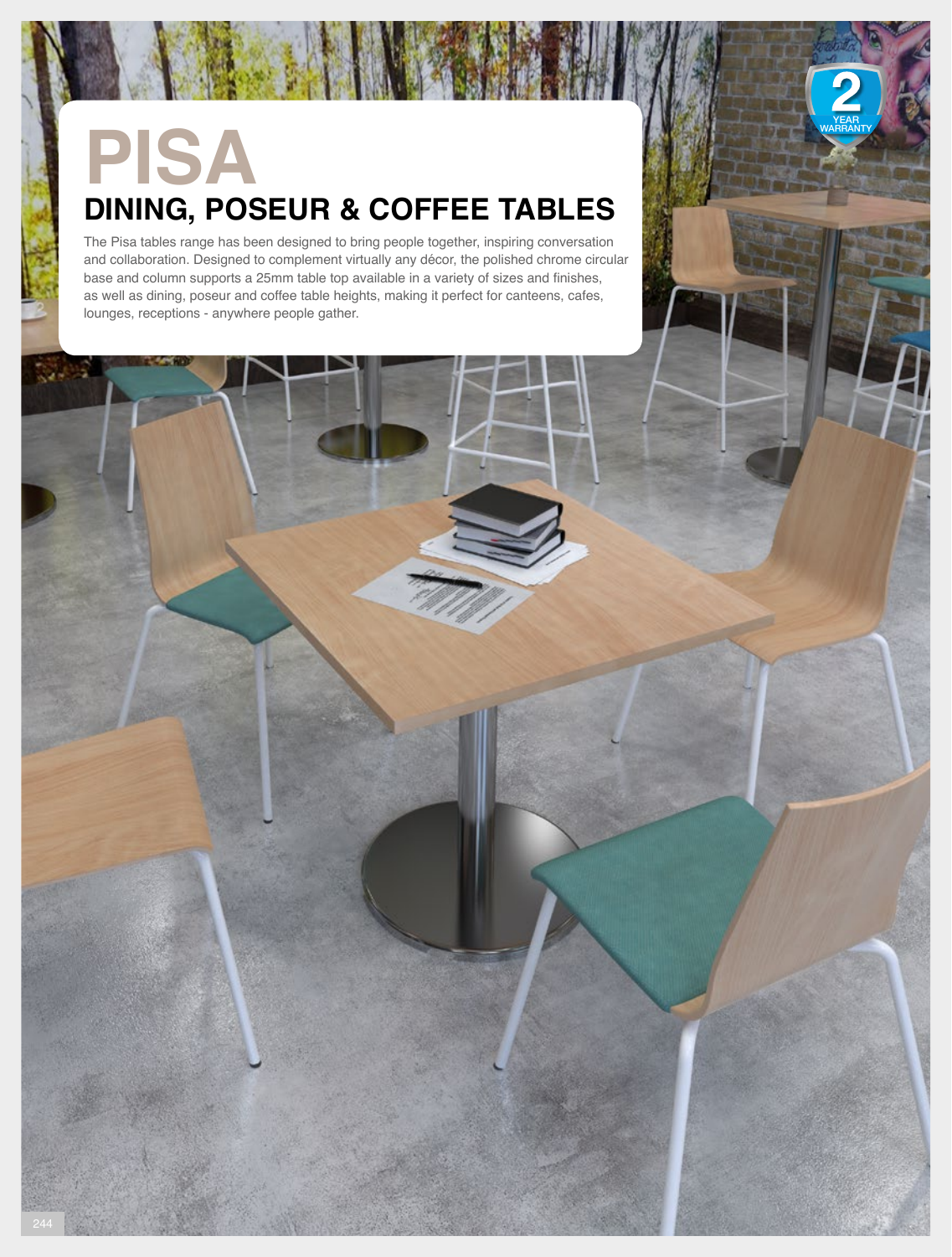# PISA

## DINING, POSEUR & COFFEE TABLES

The Pisa tables range has been designed to bring people together, inspiring conversation and collaboration. Designed to complement virtually any décor, the polished chrome circular base and column supports a 25mm table top available in a variety of sizes and finishes, as well as dining, poseur and coffee table heights, making it perfect for canteens, cafes, lounges, receptions - anywhere people gather.

2 YEAR WARRANTY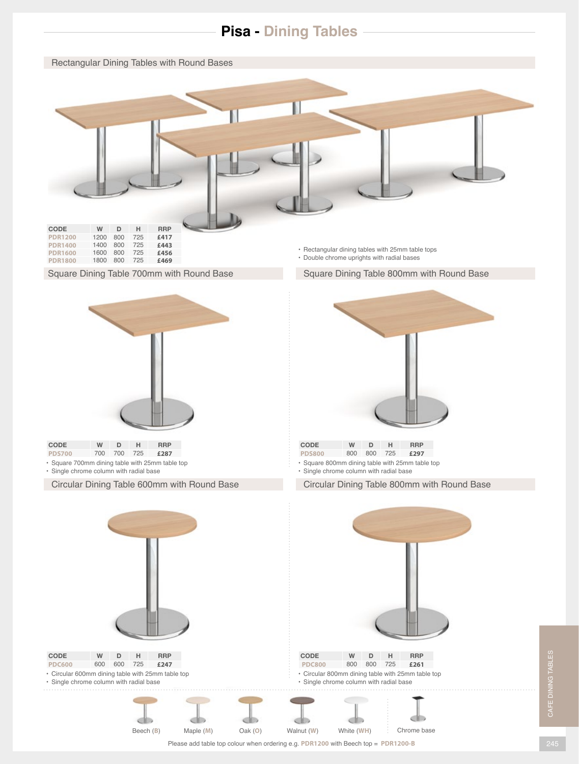# Pisa - Dining Tables

## Rectangular Dining Tables with Round Bases

| CODE | W | D | H | RRP |
|---|---|---|---|---|
| PDR1200 | 1200 | 800 | 725 | £417 |
| PDR1400 | 1400 | 800 | 725 | £443 |
| PDR1600 | 1600 | 800 | 725 | £456 |
| PDR1800 | 1800 | 800 | 725 | £469 |

- Rectangular dining tables with 25mm table tops
- Double chrome uprights with radial bases

## Square Dining Table 700mm with Round Base

| CODE | W | D | H | RRP |
|---|---|---|---|---|
| PDS700 | 700 | 700 | 725 | £287 |

- Square 700mm dining table with 25mm table top
- Single chrome column with radial base

## Square Dining Table 800mm with Round Base

| CODE | W | D | H | RRP |
|---|---|---|---|---|
| PDS800 | 800 | 800 | 725 | £297 |

- Square 800mm dining table with 25mm table top
- Single chrome column with radial base

## Circular Dining Table 600mm with Round Base

| CODE | W | D | H | RRP |
|---|---|---|---|---|
| PDC600 | 600 | 600 | 725 | £247 |

- Circular 600mm dining table with 25mm table top
- Single chrome column with radial base

## Circular Dining Table 800mm with Round Base

| CODE | W | D | H | RRP |
|---|---|---|---|---|
| PDC800 | 800 | 800 | 725 | £261 |

- Circular 800mm dining table with 25mm table top
- Single chrome column with radial base

Beech (B) Maple (M) Oak (O) Walnut (W) White (WH) Chrome base

Please add table top colour when ordering e.g. PDR1200 with Beech top = PDR1200-B

CAFE DINING TABLES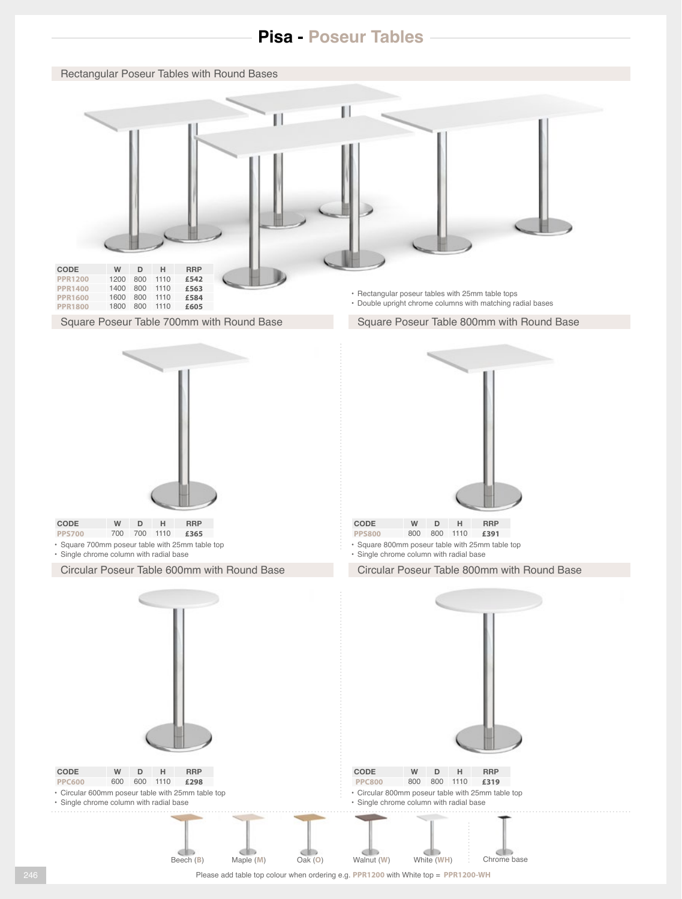# Pisa - Poseur Tables

## Rectangular Poseur Tables with Round Bases

| CODE | W | D | H | RRP |
|---|---|---|---|---|
| PPR1200 | 1200 | 800 | 1110 | £542 |
| PPR1400 | 1400 | 800 | 1110 | £563 |
| PPR1600 | 1600 | 800 | 1110 | £584 |
| PPR1800 | 1800 | 800 | 1110 | £605 |

- Rectangular poseur tables with 25mm table tops
- Double upright chrome columns with matching radial bases

## Square Poseur Table 700mm with Round Base

| CODE | W | D | H | RRP |
|---|---|---|---|---|
| PPS700 | 700 | 700 | 1110 | £365 |

- Square 700mm poseur table with 25mm table top
- Single chrome column with radial base

## Square Poseur Table 800mm with Round Base

| CODE | W | D | H | RRP |
|---|---|---|---|---|
| PPS800 | 800 | 800 | 1110 | £391 |

- Square 800mm poseur table with 25mm table top
- Single chrome column with radial base

## Circular Poseur Table 600mm with Round Base

| CODE | W | D | H | RRP |
|---|---|---|---|---|
| PPC600 | 600 | 600 | 1110 | £298 |

- Circular 600mm poseur table with 25mm table top
- Single chrome column with radial base

## Circular Poseur Table 800mm with Round Base

| CODE | W | D | H | RRP |
|---|---|---|---|---|
| PPC800 | 800 | 800 | 1110 | £319 |

- Circular 800mm poseur table with 25mm table top
- Single chrome column with radial base

Beech (B) Maple (M) Oak (O) Walnut (W) White (WH) Chrome base

Please add table top colour when ordering e.g. PPR1200 with White top = PPR1200-WH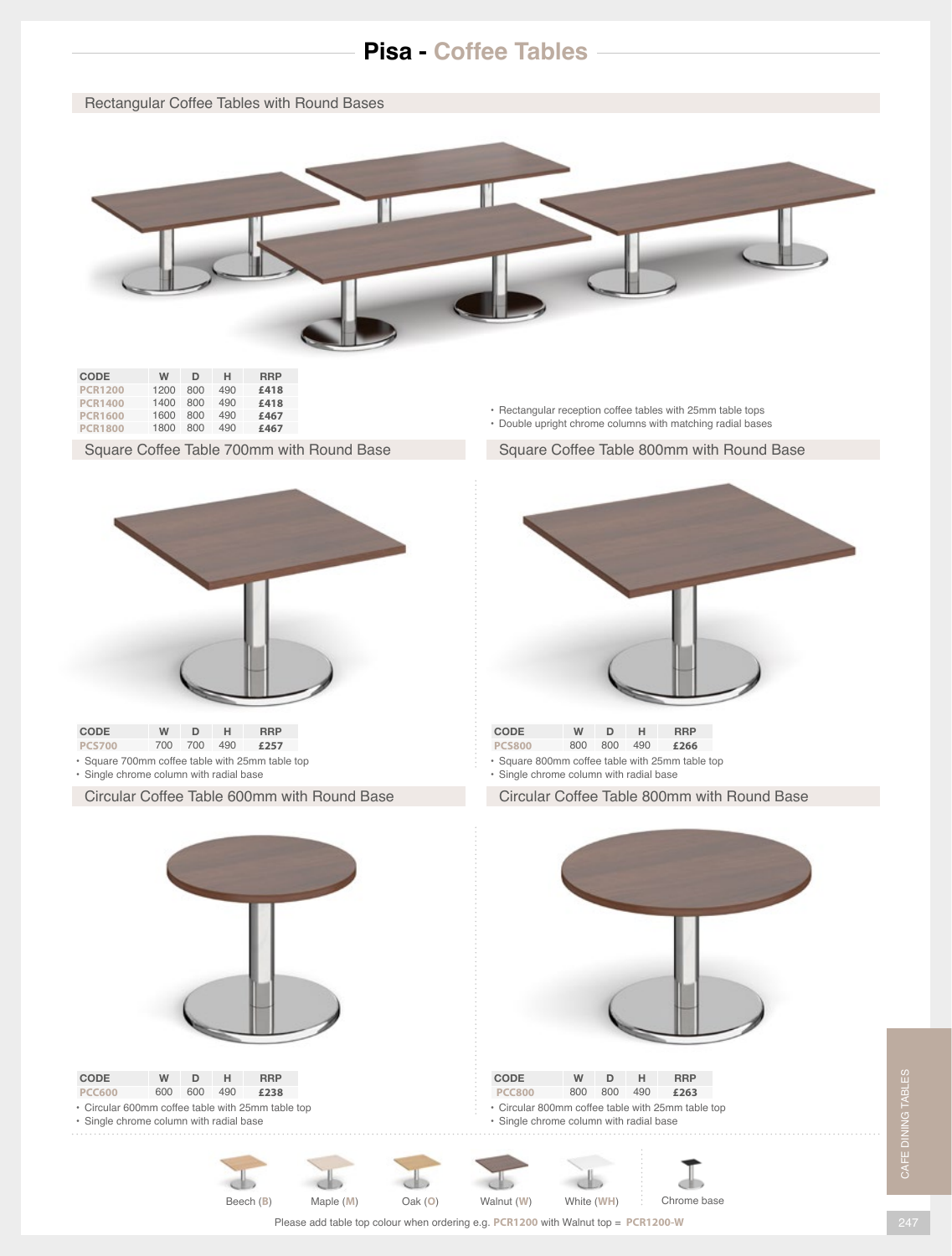# Pisa - Coffee Tables

## Rectangular Coffee Tables with Round Bases

| CODE | W | D | H | RRP |
|---|---|---|---|---|
| PCR1200 | 1200 | 800 | 490 | £418 |
| PCR1400 | 1400 | 800 | 490 | £418 |
| PCR1600 | 1600 | 800 | 490 | £467 |
| PCR1800 | 1800 | 800 | 490 | £467 |

- Rectangular reception coffee tables with 25mm table tops
- Double upright chrome columns with matching radial bases

## Square Coffee Table 700mm with Round Base

| CODE | W | D | H | RRP |
|---|---|---|---|---|
| PCS700 | 700 | 700 | 490 | £257 |

- Square 700mm coffee table with 25mm table top
- Single chrome column with radial base

## Square Coffee Table 800mm with Round Base

| CODE | W | D | H | RRP |
|---|---|---|---|---|
| PCS800 | 800 | 800 | 490 | £266 |

- Square 800mm coffee table with 25mm table top
- Single chrome column with radial base

## Circular Coffee Table 600mm with Round Base

| CODE | W | D | H | RRP |
|---|---|---|---|---|
| PCC600 | 600 | 600 | 490 | £238 |

- Circular 600mm coffee table with 25mm table top
- Single chrome column with radial base

## Circular Coffee Table 800mm with Round Base

| CODE | W | D | H | RRP |
|---|---|---|---|---|
| PCC800 | 800 | 800 | 490 | £263 |

- Circular 800mm coffee table with 25mm table top
- Single chrome column with radial base

Beech (B) Maple (M) Oak (O) Walnut (W) White (WH) Chrome base

Please add table top colour when ordering e.g. PCR1200 with Walnut top = PCR1200-W

CAFE DINING TABLES